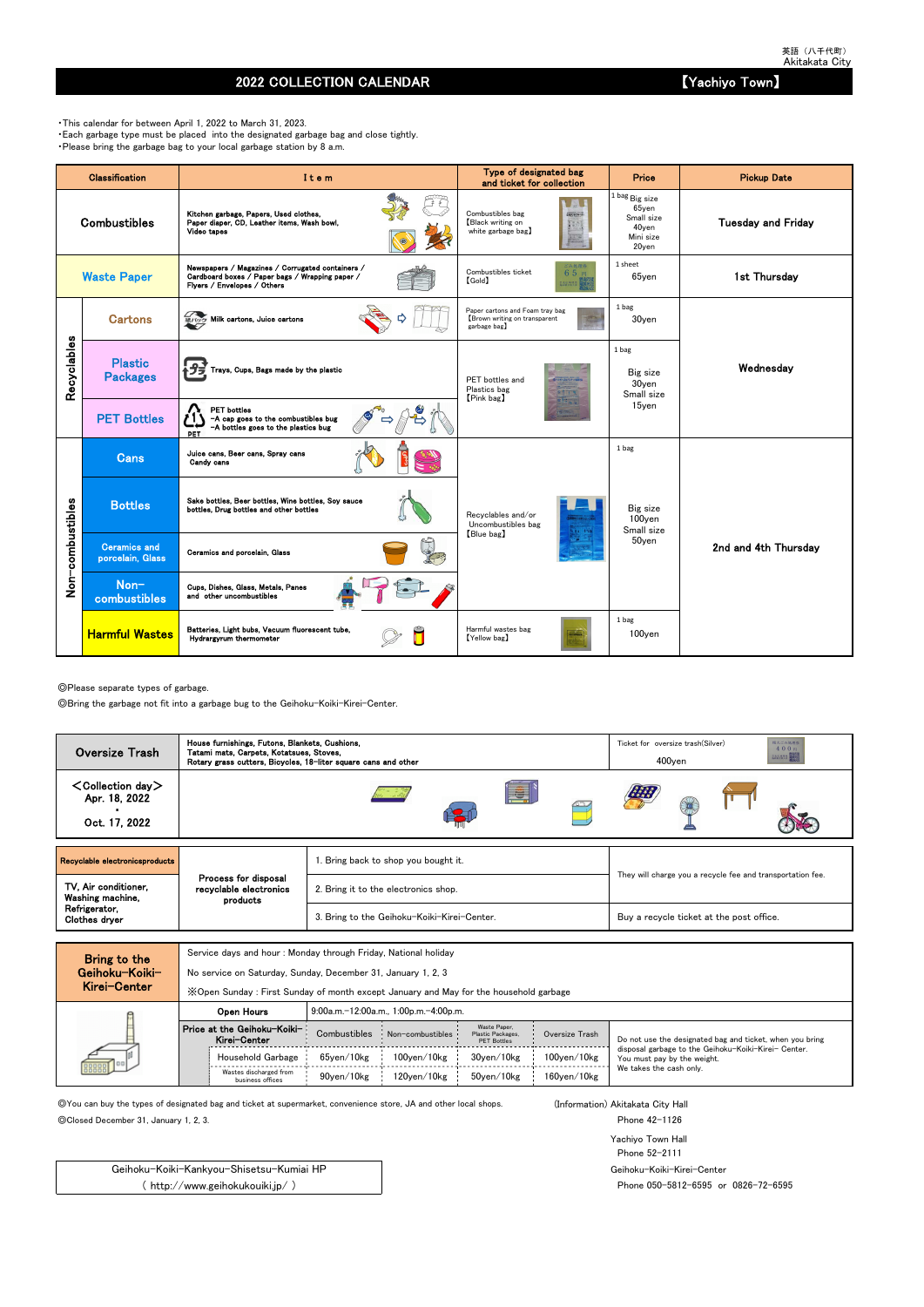英語（八千代町）
Akitakata City

# 2022 COLLECTION CALENDAR 【Yachiyo Town】

・This calendar for between April 1, 2022 to March 31, 2023.
・Each garbage type must be placed into the designated garbage bag and close tightly.
・Please bring the garbage bag to your local garbage station by 8 a.m.

| Classification | | Item | Type of designated bag and ticket for collection | Price | Pickup Date |
|---|---|---|---|---|---|
| Combustibles | | Kitchen garbage, Papers, Used clothes, Paper diaper, CD, Leather items, Wash bowl, Video tapes | Combustibles bag 【Black writing on white garbage bag】 | 1 bag Big size 65yen Small size 40yen Mini size 20yen | Tuesday and Friday |
| Waste Paper | | Newspapers / Magazines / Corrugated containers / Cardboard boxes / Paper bags / Wrapping paper / Flyers / Envelopes / Others | Combustibles ticket 【Gold】 | 1 sheet 65yen | 1st Thursday |
| Recyclables | Cartons | Milk cartons, Juice cartons | Paper cartons and Foam tray bag 【Brown writing on transparent garbage bag】 | 1 bag 30yen | Wednesday |
| | Plastic Packages | Trays, Cups, Bags made by the plastic | PET bottles and Plastics bag 【Pink bag】 | 1 bag Big size 30yen Small size 15yen | |
| | PET Bottles | PET bottles –A cap goes to the combustibles bug –A bottles goes to the plastics bug | | | |
| Non-combustibles | Cans | Juice cans, Beer cans, Spray cans Candy cans | Recyclables and/or Uncombustibles bag 【Blue bag】 | 1 bag Big size 100yen Small size 50yen | 2nd and 4th Thursday |
| | Bottles | Sake bottles, Beer bottles, Wine bottles, Soy sauce bottles, Drug bottles and other bottles | | | |
| | Ceramics and porcelain, Glass | Ceramics and porcelain, Glass | | | |
| | Non-combustibles | Cups, Dishes, Glass, Metals, Panes and other uncombustibles | | | |
| | Harmful Wastes | Batteries, Light bubs, Vacuum fluorescent tube, Hydrargyrum thermometer | Harmful wastes bag 【Yellow bag】 | 1 bag 100yen | |

◎Please separate types of garbage.
◎Bring the garbage not fit into a garbage bug to the Geihoku-Koiki-Kirei-Center.

| Oversize Trash | House furnishings, Futons, Blankets, Cushions, Tatami mats, Carpets, Kotatsues, Stoves, Rotary grass cutters, Bicycles, 18-liter square cans and other | Ticket for oversize trash(Silver) 400yen |
|---|---|---|
| ＜Collection day＞ Apr. 18, 2022 ・ Oct. 17, 2022 | | |

| Recyclable electronicsproducts | | | |
|---|---|---|---|
| TV, Air conditioner, Washing machine, Refrigerator, Clothes dryer | Process for disposal recyclable electronics products | 1. Bring back to shop you bought it. | They will charge you a recycle fee and transportation fee. |
| | | 2. Bring it to the electronics shop. | |
| | | 3. Bring to the Geihoku-Koiki-Kirei-Center. | Buy a recycle ticket at the post office. |

**Bring to the Geihoku-Koiki-Kirei-Center**

Service days and hour : Monday through Friday, National holiday
No service on Saturday, Sunday, December 31, January 1, 2, 3
※Open Sunday : First Sunday of month except January and May for the household garbage

| Open Hours | | 9:00a.m.-12:00a.m., 1:00p.m.-4:00p.m. | | | | |
|---|---|---|---|---|---|---|
| Price at the Geihoku-Koiki-Kirei-Center | | Combustibles | Non-combustibles | Waste Paper, Plastic Packages, PET Bottles | Oversize Trash | Do not use the designated bag and ticket, when you bring disposal garbage to the Geihoku-Koiki-Kirei- Center. You must pay by the weight. We takes the cash only. |
| | Household Garbage | 65yen/10kg | 100yen/10kg | 30yen/10kg | 100yen/10kg | |
| | Wastes discharged from business offices | 90yen/10kg | 120yen/10kg | 50yen/10kg | 160yen/10kg | |

◎You can buy the types of designated bag and ticket at supermarket, convenience store, JA and other local shops.
◎Closed December 31, January 1, 2, 3.

Geihoku-Koiki-Kankyou-Shisetsu-Kumiai HP
( http://www.geihokukouiki.jp/ )

(Information) Akitakata City Hall
Phone 42-1126

Yachiyo Town Hall
Phone 52-2111

Geihoku-Koiki-Kirei-Center
Phone 050-5812-6595 or 0826-72-6595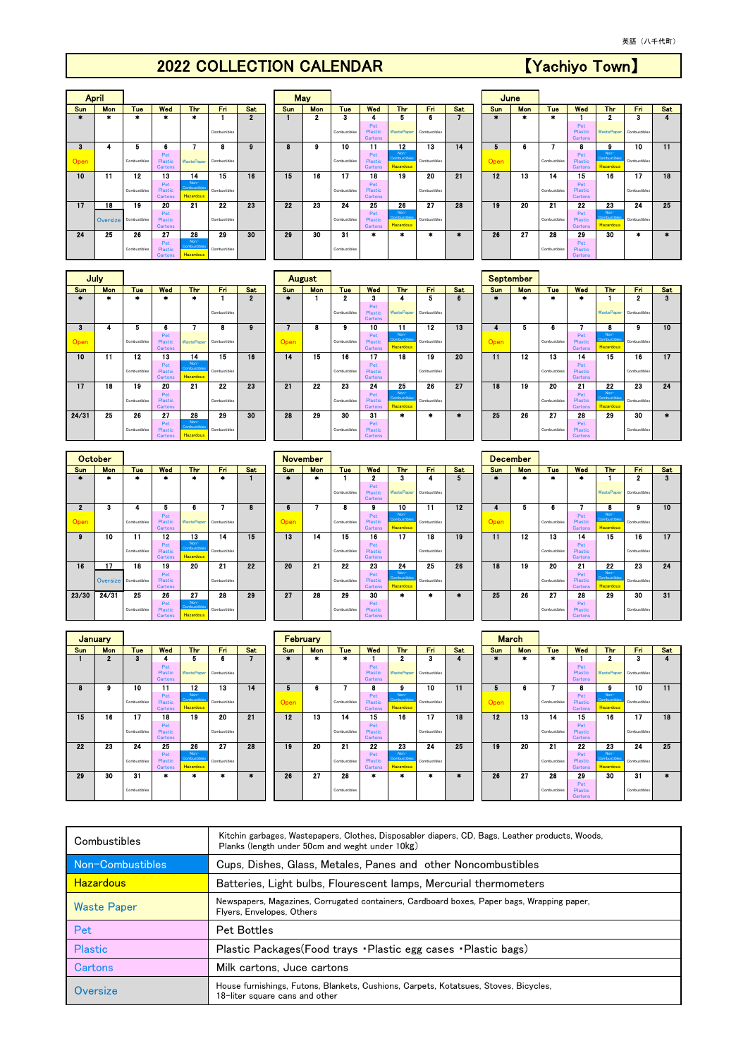英語（八千代町）

# 2022 COLLECTION CALENDAR 【Yachiyo Town】

## April

| Sun | Mon | Tue | Wed | Thr | Fri | Sat |
|---|---|---|---|---|---|---|
| * | * | * | * | * | 1 Combustibles | 2 |
| 3 Open | 4 | 5 Combustibles | 6 Pet Plastic Cartons | 7 WastePaper | 8 Combustibles | 9 |
| 10 | 11 | 12 Combustibles | 13 Pet Plastic Cartons | 14 Non-Combustibles Hazardous | 15 Combustibles | 16 |
| 17 | 18 Oversize | 19 Combustibles | 20 Pet Plastic Cartons | 21 | 22 Combustibles | 23 |
| 24 | 25 | 26 Combustibles | 27 Pet Plastic Cartons | 28 Non-Combustibles Hazardous | 29 Combustibles | 30 |

## May

| Sun | Mon | Tue | Wed | Thr | Fri | Sat |
|---|---|---|---|---|---|---|
| 1 | 2 | 3 Combustibles | 4 Pet Plastic Cartons | 5 WastePaper | 6 Combustibles | 7 |
| 8 | 9 | 10 Combustibles | 11 Pet Plastic Cartons | 12 Non-Combustibles Hazardous | 13 Combustibles | 14 |
| 15 | 16 | 17 Combustibles | 18 Pet Plastic Cartons | 19 | 20 Combustibles | 21 |
| 22 | 23 | 24 Combustibles | 25 Pet Plastic Cartons | 26 Non-Combustibles Hazardous | 27 Combustibles | 28 |
| 29 | 30 | 31 Combustibles | * | * | * | * |

## June

| Sun | Mon | Tue | Wed | Thr | Fri | Sat |
|---|---|---|---|---|---|---|
| * | * | * | 1 Pet Plastic Cartons | 2 WastePaper | 3 Combustibles | 4 |
| 5 Open | 6 | 7 Combustibles | 8 Pet Plastic Cartons | 9 Non-Combustibles Hazardous | 10 Combustibles | 11 |
| 12 | 13 | 14 Combustibles | 15 Pet Plastic Cartons | 16 | 17 Combustibles | 18 |
| 19 | 20 | 21 Combustibles | 22 Pet Plastic Cartons | 23 Non-Combustibles Hazardous | 24 Combustibles | 25 |
| 26 | 27 | 28 Combustibles | 29 Pet Plastic Cartons | 30 | * | * |

## July

| Sun | Mon | Tue | Wed | Thr | Fri | Sat |
|---|---|---|---|---|---|---|
| * | * | * | * | * | 1 Combustibles | 2 |
| 3 Open | 4 | 5 Combustibles | 6 Pet Plastic Cartons | 7 WastePaper | 8 Combustibles | 9 |
| 10 | 11 | 12 Combustibles | 13 Pet Plastic Cartons | 14 Non-Combustibles Hazardous | 15 Combustibles | 16 |
| 17 | 18 | 19 Combustibles | 20 Pet Plastic Cartons | 21 | 22 Combustibles | 23 |
| 24/31 | 25 | 26 Combustibles | 27 Pet Plastic Cartons | 28 Non-Combustibles Hazardous | 29 Combustibles | 30 |

## August

| Sun | Mon | Tue | Wed | Thr | Fri | Sat |
|---|---|---|---|---|---|---|
| * | 1 | 2 Combustibles | 3 Pet Plastic Cartons | 4 WastePaper | 5 Combustibles | 6 |
| 7 Open | 8 | 9 Combustibles | 10 Pet Plastic Cartons | 11 Non-Combustibles Hazardous | 12 Combustibles | 13 |
| 14 | 15 | 16 Combustibles | 17 Pet Plastic Cartons | 18 | 19 Combustibles | 20 |
| 21 | 22 | 23 Combustibles | 24 Pet Plastic Cartons | 25 Non-Combustibles Hazardous | 26 Combustibles | 27 |
| 28 | 29 | 30 Combustibles | 31 Pet Plastic Cartons | * | * | * |

## September

| Sun | Mon | Tue | Wed | Thr | Fri | Sat |
|---|---|---|---|---|---|---|
| * | * | * | * | 1 WastePaper | 2 Combustibles | 3 |
| 4 Open | 5 | 6 Combustibles | 7 Pet Plastic Cartons | 8 Non-Combustibles Hazardous | 9 Combustibles | 10 |
| 11 | 12 | 13 Combustibles | 14 Pet Plastic Cartons | 15 | 16 Combustibles | 17 |
| 18 | 19 | 20 Combustibles | 21 Pet Plastic Cartons | 22 Non-Combustibles Hazardous | 23 Combustibles | 24 |
| 25 | 26 | 27 Combustibles | 28 Pet Plastic Cartons | 29 | 30 Combustibles | * |

## October

| Sun | Mon | Tue | Wed | Thr | Fri | Sat |
|---|---|---|---|---|---|---|
| * | * | * | * | * | * | 1 |
| 2 Open | 3 | 4 Combustibles | 5 Pet Plastic Cartons | 6 WastePaper | 7 Combustibles | 8 |
| 9 | 10 | 11 Combustibles | 12 Pet Plastic Cartons | 13 Non-Combustibles Hazardous | 14 Combustibles | 15 |
| 16 | 17 Oversize | 18 Combustibles | 19 Pet Plastic Cartons | 20 | 21 Combustibles | 22 |
| 23/30 | 24/31 | 25 Combustibles | 26 Pet Plastic Cartons | 27 Non-Combustibles Hazardous | 28 Combustibles | 29 |

## November

| Sun | Mon | Tue | Wed | Thr | Fri | Sat |
|---|---|---|---|---|---|---|
| * | * | 1 Combustibles | 2 Pet Plastic Cartons | 3 WastePaper | 4 Combustibles | 5 |
| 6 Open | 7 | 8 Combustibles | 9 Pet Plastic Cartons | 10 Non-Combustibles Hazardous | 11 Combustibles | 12 |
| 13 | 14 | 15 Combustibles | 16 Pet Plastic Cartons | 17 | 18 Combustibles | 19 |
| 20 | 21 | 22 Combustibles | 23 Pet Plastic Cartons | 24 Non-Combustibles Hazardous | 25 Combustibles | 26 |
| 27 | 28 | 29 Combustibles | 30 Pet Plastic Cartons | * | * | * |

## December

| Sun | Mon | Tue | Wed | Thr | Fri | Sat |
|---|---|---|---|---|---|---|
| * | * | * | * | 1 WastePaper | 2 Combustibles | 3 |
| 4 Open | 5 | 6 Combustibles | 7 Pet Plastic Cartons | 8 Non-Combustibles Hazardous | 9 Combustibles | 10 |
| 11 | 12 | 13 Combustibles | 14 Pet Plastic Cartons | 15 | 16 Combustibles | 17 |
| 18 | 19 | 20 Combustibles | 21 Pet Plastic Cartons | 22 Non-Combustibles Hazardous | 23 Combustibles | 24 |
| 25 | 26 | 27 Combustibles | 28 Pet Plastic Cartons | 29 | 30 Combustibles | 31 |

## January

| Sun | Mon | Tue | Wed | Thr | Fri | Sat |
|---|---|---|---|---|---|---|
| 1 | 2 | 3 | 4 Pet Plastic Cartons | 5 WastePaper | 6 Combustibles | 7 |
| 8 | 9 | 10 Combustibles | 11 Pet Plastic Cartons | 12 Non-Combustibles Hazardous | 13 Combustibles | 14 |
| 15 | 16 | 17 Combustibles | 18 Pet Plastic Cartons | 19 | 20 Combustibles | 21 |
| 22 | 23 | 24 Combustibles | 25 Pet Plastic Cartons | 26 Non-Combustibles Hazardous | 27 Combustibles | 28 |
| 29 | 30 | 31 Combustibles | * | * | * | * |

## February

| Sun | Mon | Tue | Wed | Thr | Fri | Sat |
|---|---|---|---|---|---|---|
| * | * | * | 1 Pet Plastic Cartons | 2 WastePaper | 3 Combustibles | 4 |
| 5 Open | 6 | 7 Combustibles | 8 Pet Plastic Cartons | 9 Non-Combustibles Hazardous | 10 Combustibles | 11 |
| 12 | 13 | 14 Combustibles | 15 Pet Plastic Cartons | 16 | 17 Combustibles | 18 |
| 19 | 20 | 21 Combustibles | 22 Pet Plastic Cartons | 23 Non-Combustibles Hazardous | 24 Combustibles | 25 |
| 26 | 27 | 28 Combustibles | * | * | * | * |

## March

| Sun | Mon | Tue | Wed | Thr | Fri | Sat |
|---|---|---|---|---|---|---|
| * | * | * | 1 Pet Plastic Cartons | 2 WastePaper | 3 Combustibles | 4 |
| 5 Open | 6 | 7 Combustibles | 8 Pet Plastic Cartons | 9 Non-Combustibles Hazardous | 10 Combustibles | 11 |
| 12 | 13 | 14 Combustibles | 15 Pet Plastic Cartons | 16 | 17 Combustibles | 18 |
| 19 | 20 | 21 Combustibles | 22 Pet Plastic Cartons | 23 Non-Combustibles Hazardous | 24 Combustibles | 25 |
| 26 | 27 | 28 Combustibles | 29 Pet Plastic Cartons | 30 | 31 Combustibles | * |

| | |
|---|---|
| Combustibles | Kitchin garbages, Wastepapers, Clothes, Disposabler diapers, CD, Bags, Leather products, Woods, Planks (length under 50cm and weght under 10kg) |
| Non-Combustibles | Cups, Dishes, Glass, Metales, Panes and other Noncombustibles |
| Hazardous | Batteries, Light bulbs, Flourescent lamps, Mercurial thermometers |
| Waste Paper | Newspapers, Magazines, Corrugated containers, Cardboard boxes, Paper bags, Wrapping paper, Flyers, Envelopes, Others |
| Pet | Pet Bottles |
| Plastic | Plastic Packages(Food trays ･Plastic egg cases ･Plastic bags) |
| Cartons | Milk cartons, Juce cartons |
| Oversize | House furnishings, Futons, Blankets, Cushions, Carpets, Kotatsues, Stoves, Bicycles, 18-liter square cans and other |